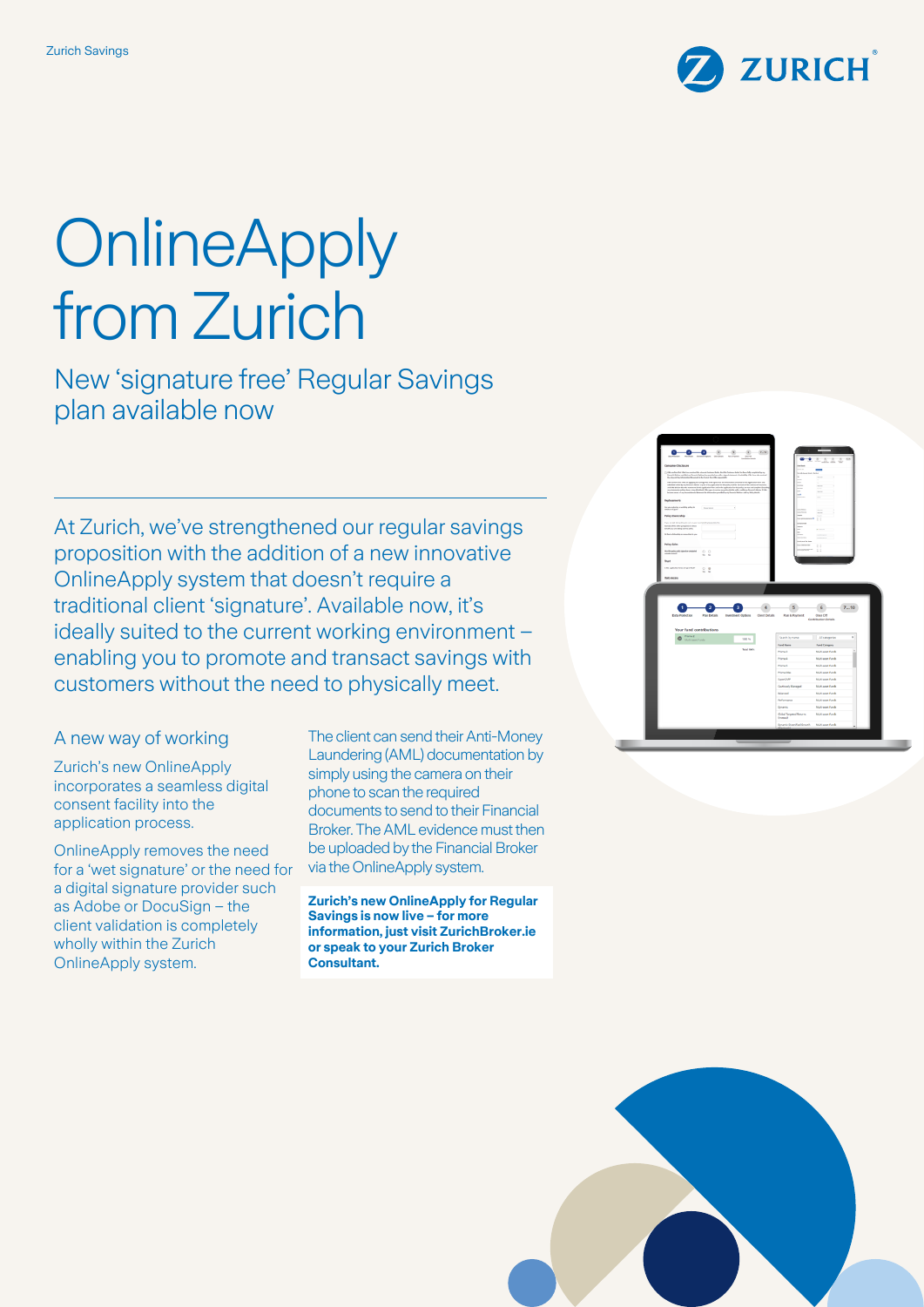# OnlineApply from Zurich

## New 'signature free' Regular Savings plan available now

At Zurich, we've strengthened our regular savings proposition with the addition of a new innovative OnlineApply system that doesn't require a traditional client 'signature'. Available now, it's ideally suited to the current working environment – enabling you to promote and transact savings with customers without the need to physically meet.

### A new way of working

Zurich's new OnlineApply incorporates a seamless digital consent facility into the application process.

OnlineApply removes the need for a 'wet signature' or the need for a digital signature provider such as Adobe or DocuSign – the client validation is completely wholly within the Zurich OnlineApply system.

The client can send their Anti-Money Laundering (AML) documentation by simply using the camera on their phone to scan the required documents to send to their Financial Broker. The AML evidence must then be uploaded by the Financial Broker via the OnlineApply system.

**Zurich's new OnlineApply for Regular Savings is now live – for more information, just visit ZurichBroker.ie or speak to your Zurich Broker Consultant.**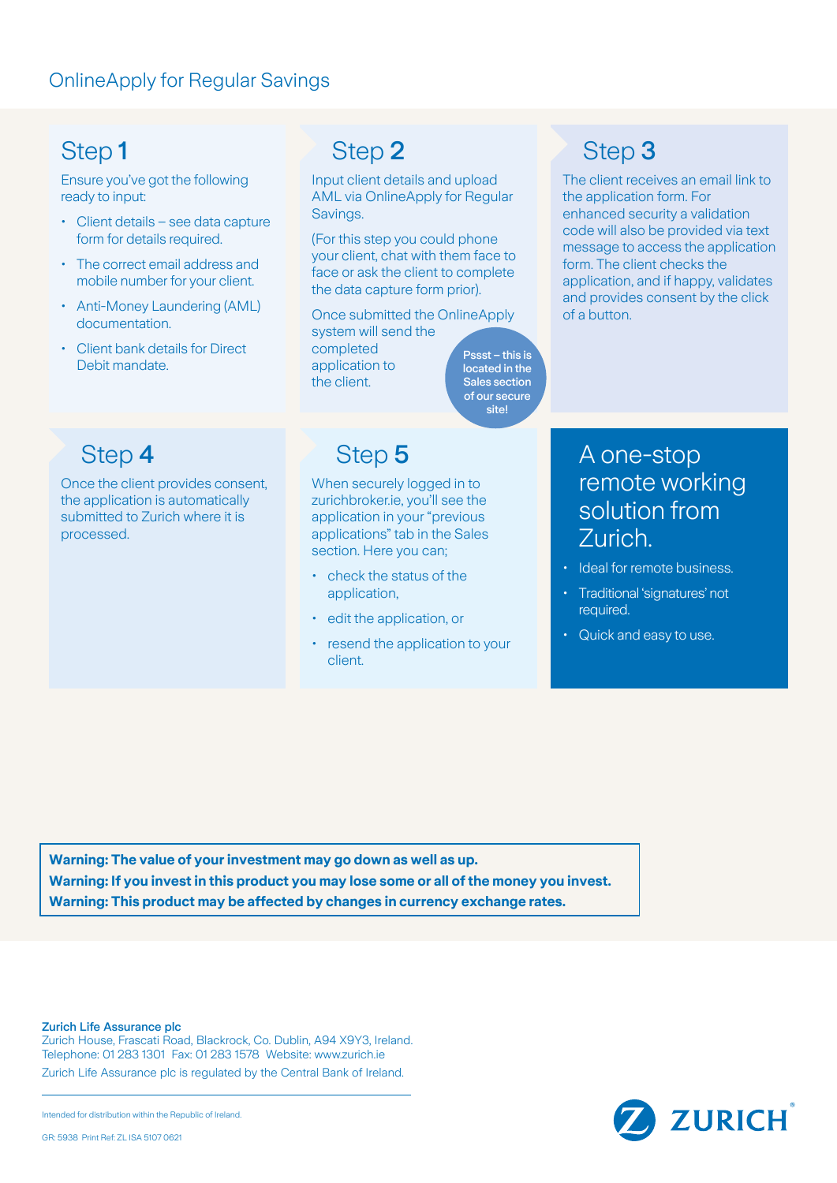# OnlineApply for Regular Savings

## Step 1

Ensure you've got the following ready to input:

- Client details – see data capture form for details required.
- The correct email address and mobile number for your client.
- Anti-Money Laundering (AML) documentation.
- Client bank details for Direct Debit mandate.

## Step 2

Input client details and upload AML via OnlineApply for Regular Savings.

(For this step you could phone your client, chat with them face to face or ask the client to complete the data capture form prior).

Once submitted the OnlineApply system will send the completed application to the client.

Pssst – this is located in the Sales section of our secure site!

## Step 3

The client receives an email link to the application form. For enhanced security a validation code will also be provided via text message to access the application form. The client checks the application, and if happy, validates and provides consent by the click of a button.

## Step 4

Once the client provides consent, the application is automatically submitted to Zurich where it is processed.

## Step 5

When securely logged in to zurichbroker.ie, you'll see the application in your "previous applications" tab in the Sales section. Here you can;

- check the status of the application,
- edit the application, or
- resend the application to your client.

## A one-stop remote working solution from Zurich.

- Ideal for remote business.
- Traditional 'signatures' not required.
- Quick and easy to use.

**Warning: The value of your investment may go down as well as up.**
**Warning: If you invest in this product you may lose some or all of the money you invest.**
**Warning: This product may be affected by changes in currency exchange rates.**

**Zurich Life Assurance plc**
Zurich House, Frascati Road, Blackrock, Co. Dublin, A94 X9Y3, Ireland.
Telephone: 01 283 1301 Fax: 01 283 1578 Website: www.zurich.ie
Zurich Life Assurance plc is regulated by the Central Bank of Ireland.

Intended for distribution within the Republic of Ireland.

GR: 5938 Print Ref: ZL ISA 5107 0621

ZURICH